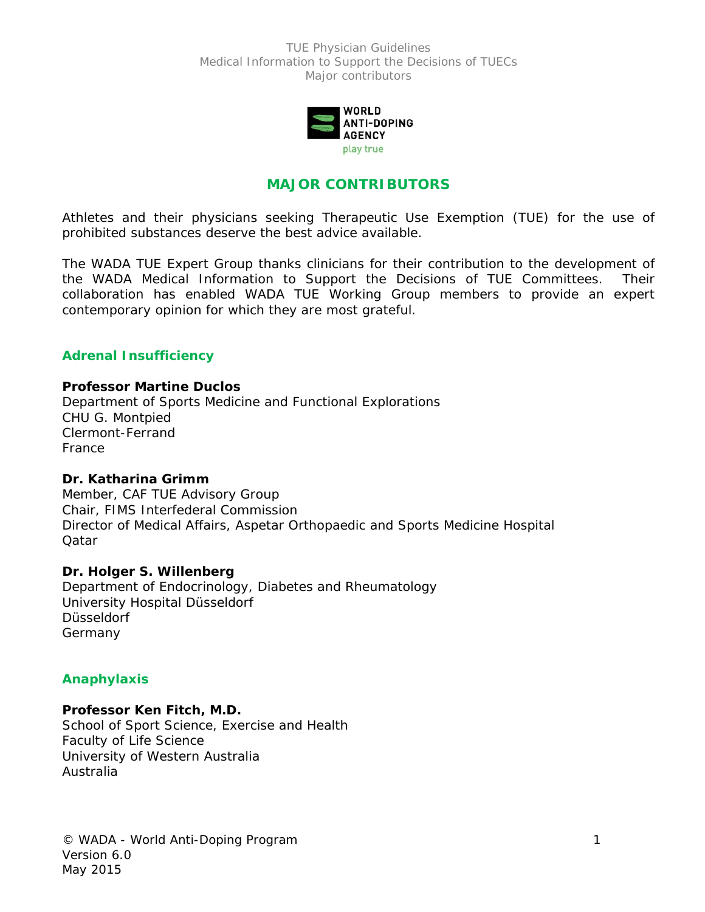# MAJOR CONTRIBUTORS

Athletes and their physicians seeking Therapeutic Use Exemption (TUE) for the use of prohibited substances deserve the best advice available.

The WADA TUE Expert Group thanks clinicians for their contribution to the development of the WADA Medical Information to Support the Decisions of TUE Committees. Their collaboration has enabled WADA TUE Working Group members to provide an expert contemporary opinion for which they are most grateful.

## Adrenal Insufficiency

**Professor Martine Duclos**
Department of Sports Medicine and Functional Explorations
CHU G. Montpied
Clermont-Ferrand
France

**Dr. Katharina Grimm**
Member, CAF TUE Advisory Group
Chair, FIMS Interfederal Commission
Director of Medical Affairs, Aspetar Orthopaedic and Sports Medicine Hospital
Qatar

**Dr. Holger S. Willenberg**
Department of Endocrinology, Diabetes and Rheumatology
University Hospital Düsseldorf
Düsseldorf
Germany

## Anaphylaxis

**Professor Ken Fitch, M.D.**
School of Sport Science, Exercise and Health
Faculty of Life Science
University of Western Australia
Australia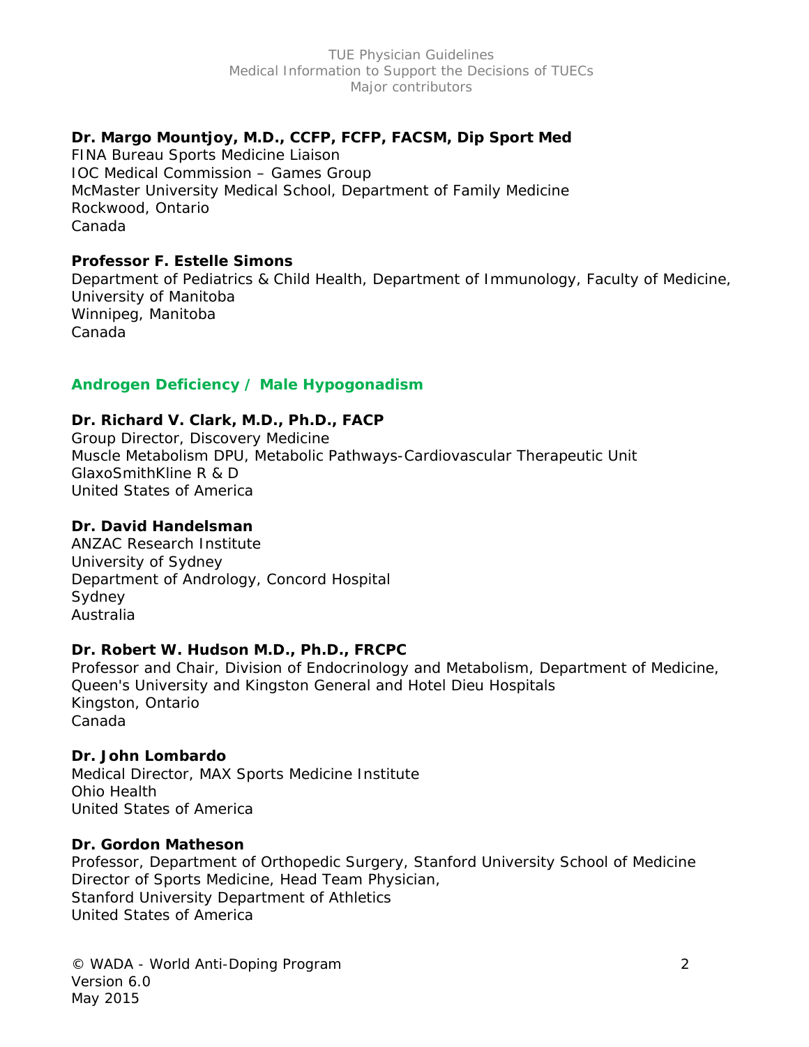**Dr. Margo Mountjoy, M.D., CCFP, FCFP, FACSM, Dip Sport Med**
FINA Bureau Sports Medicine Liaison
IOC Medical Commission – Games Group
McMaster University Medical School, Department of Family Medicine
Rockwood, Ontario
Canada

**Professor F. Estelle Simons**
Department of Pediatrics & Child Health, Department of Immunology, Faculty of Medicine, University of Manitoba
Winnipeg, Manitoba
Canada

## Androgen Deficiency / Male Hypogonadism

**Dr. Richard V. Clark, M.D., Ph.D., FACP**
Group Director, Discovery Medicine
Muscle Metabolism DPU, Metabolic Pathways-Cardiovascular Therapeutic Unit
GlaxoSmithKline R & D
United States of America

**Dr. David Handelsman**
ANZAC Research Institute
University of Sydney
Department of Andrology, Concord Hospital
Sydney
Australia

**Dr. Robert W. Hudson M.D., Ph.D., FRCPC**
Professor and Chair, Division of Endocrinology and Metabolism, Department of Medicine, Queen's University and Kingston General and Hotel Dieu Hospitals
Kingston, Ontario
Canada

**Dr. John Lombardo**
Medical Director, MAX Sports Medicine Institute
Ohio Health
United States of America

**Dr. Gordon Matheson**
Professor, Department of Orthopedic Surgery, Stanford University School of Medicine
Director of Sports Medicine, Head Team Physician,
Stanford University Department of Athletics
United States of America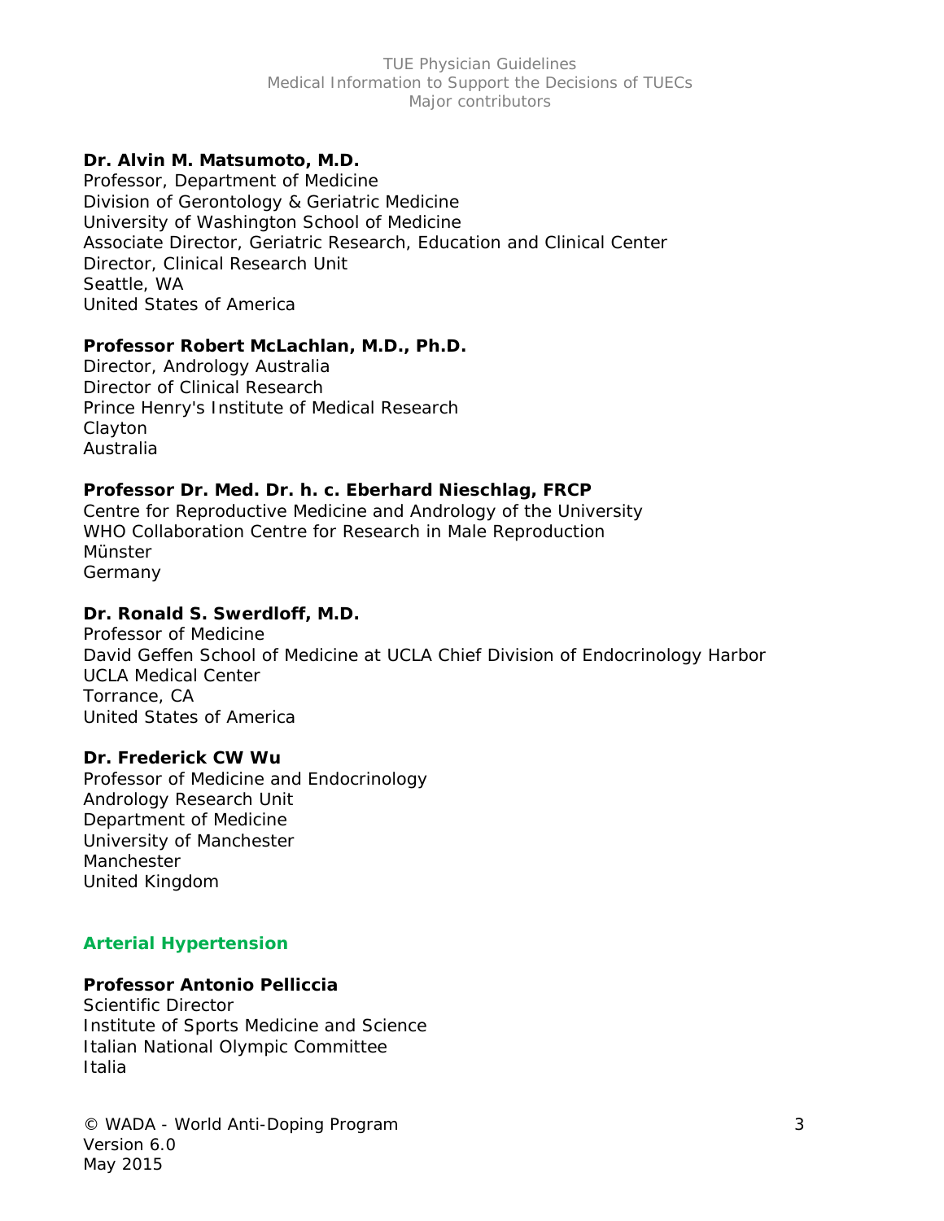**Dr. Alvin M. Matsumoto, M.D.**
Professor, Department of Medicine
Division of Gerontology & Geriatric Medicine
University of Washington School of Medicine
Associate Director, Geriatric Research, Education and Clinical Center
Director, Clinical Research Unit
Seattle, WA
United States of America

**Professor Robert McLachlan, M.D., Ph.D.**
Director, Andrology Australia
Director of Clinical Research
Prince Henry's Institute of Medical Research
Clayton
Australia

**Professor Dr. Med. Dr. h. c. Eberhard Nieschlag, FRCP**
Centre for Reproductive Medicine and Andrology of the University
WHO Collaboration Centre for Research in Male Reproduction
Münster
Germany

**Dr. Ronald S. Swerdloff, M.D.**
Professor of Medicine
David Geffen School of Medicine at UCLA Chief Division of Endocrinology Harbor
UCLA Medical Center
Torrance, CA
United States of America

**Dr. Frederick CW Wu**
Professor of Medicine and Endocrinology
Andrology Research Unit
Department of Medicine
University of Manchester
Manchester
United Kingdom

## Arterial Hypertension

**Professor Antonio Pelliccia**
Scientific Director
Institute of Sports Medicine and Science
Italian National Olympic Committee
Italia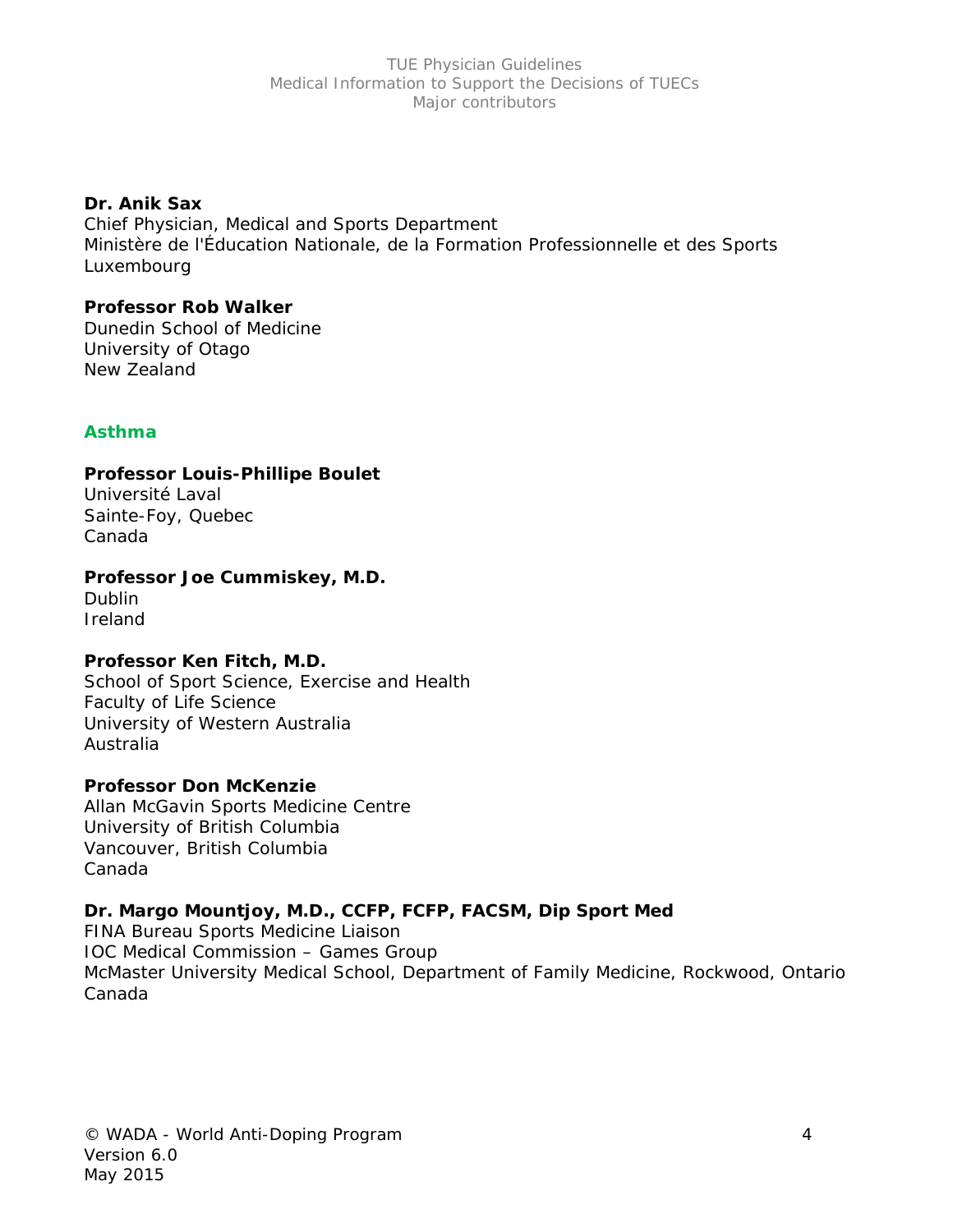**Dr. Anik Sax**
Chief Physician, Medical and Sports Department
Ministère de l'Éducation Nationale, de la Formation Professionnelle et des Sports
Luxembourg

**Professor Rob Walker**
Dunedin School of Medicine
University of Otago
New Zealand

## Asthma

**Professor Louis-Phillipe Boulet**
Université Laval
Sainte-Foy, Quebec
Canada

**Professor Joe Cummiskey, M.D.**
Dublin
Ireland

**Professor Ken Fitch, M.D.**
School of Sport Science, Exercise and Health
Faculty of Life Science
University of Western Australia
Australia

**Professor Don McKenzie**
Allan McGavin Sports Medicine Centre
University of British Columbia
Vancouver, British Columbia
Canada

**Dr. Margo Mountjoy, M.D., CCFP, FCFP, FACSM, Dip Sport Med**
FINA Bureau Sports Medicine Liaison
IOC Medical Commission – Games Group
McMaster University Medical School, Department of Family Medicine, Rockwood, Ontario
Canada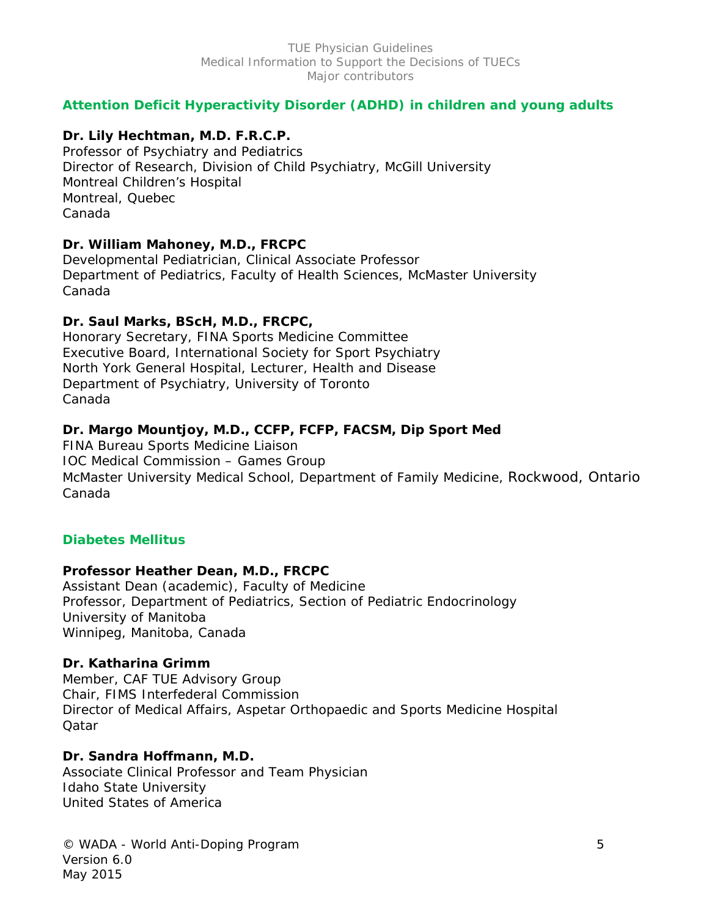## Attention Deficit Hyperactivity Disorder (ADHD) in children and young adults

**Dr. Lily Hechtman, M.D. F.R.C.P.**
Professor of Psychiatry and Pediatrics
Director of Research, Division of Child Psychiatry, McGill University
Montreal Children's Hospital
Montreal, Quebec
Canada

**Dr. William Mahoney, M.D., FRCPC**
Developmental Pediatrician, Clinical Associate Professor
Department of Pediatrics, Faculty of Health Sciences, McMaster University
Canada

**Dr. Saul Marks, BScH, M.D., FRCPC,**
Honorary Secretary, FINA Sports Medicine Committee
Executive Board, International Society for Sport Psychiatry
North York General Hospital, Lecturer, Health and Disease
Department of Psychiatry, University of Toronto
Canada

**Dr. Margo Mountjoy, M.D., CCFP, FCFP, FACSM, Dip Sport Med**
FINA Bureau Sports Medicine Liaison
IOC Medical Commission – Games Group
McMaster University Medical School, Department of Family Medicine, Rockwood, Ontario
Canada

## Diabetes Mellitus

**Professor Heather Dean, M.D., FRCPC**
Assistant Dean (academic), Faculty of Medicine
Professor, Department of Pediatrics, Section of Pediatric Endocrinology
University of Manitoba
Winnipeg, Manitoba, Canada

**Dr. Katharina Grimm**
Member, CAF TUE Advisory Group
Chair, FIMS Interfederal Commission
Director of Medical Affairs, Aspetar Orthopaedic and Sports Medicine Hospital
Qatar

**Dr. Sandra Hoffmann, M.D.**
Associate Clinical Professor and Team Physician
Idaho State University
United States of America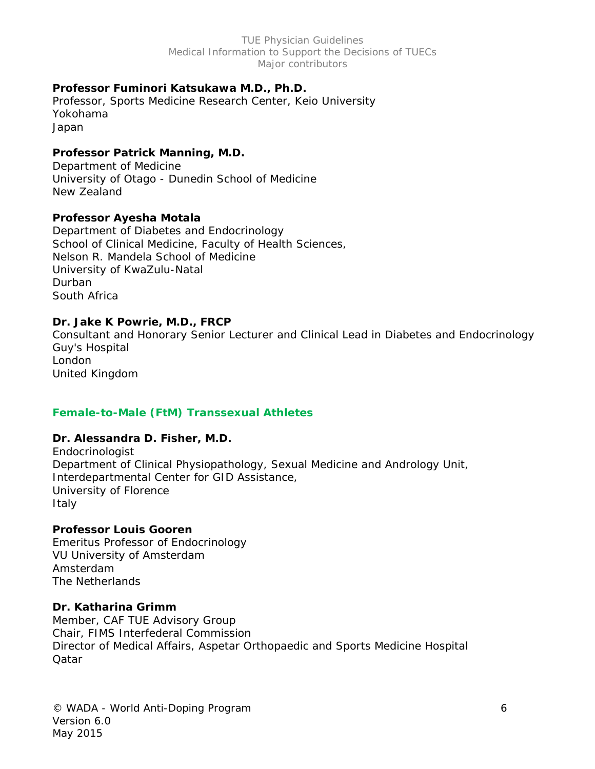**Professor Fuminori Katsukawa M.D., Ph.D.**
Professor, Sports Medicine Research Center, Keio University
Yokohama
Japan

**Professor Patrick Manning, M.D.**
Department of Medicine
University of Otago - Dunedin School of Medicine
New Zealand

**Professor Ayesha Motala**
Department of Diabetes and Endocrinology
School of Clinical Medicine, Faculty of Health Sciences,
Nelson R. Mandela School of Medicine
University of KwaZulu-Natal
Durban
South Africa

**Dr. Jake K Powrie, M.D., FRCP**
Consultant and Honorary Senior Lecturer and Clinical Lead in Diabetes and Endocrinology
Guy's Hospital
London
United Kingdom

## Female-to-Male (FtM) Transsexual Athletes

**Dr. Alessandra D. Fisher, M.D.**
Endocrinologist
Department of Clinical Physiopathology, Sexual Medicine and Andrology Unit,
Interdepartmental Center for GID Assistance,
University of Florence
Italy

**Professor Louis Gooren**
Emeritus Professor of Endocrinology
VU University of Amsterdam
Amsterdam
The Netherlands

**Dr. Katharina Grimm**
Member, CAF TUE Advisory Group
Chair, FIMS Interfederal Commission
Director of Medical Affairs, Aspetar Orthopaedic and Sports Medicine Hospital
Qatar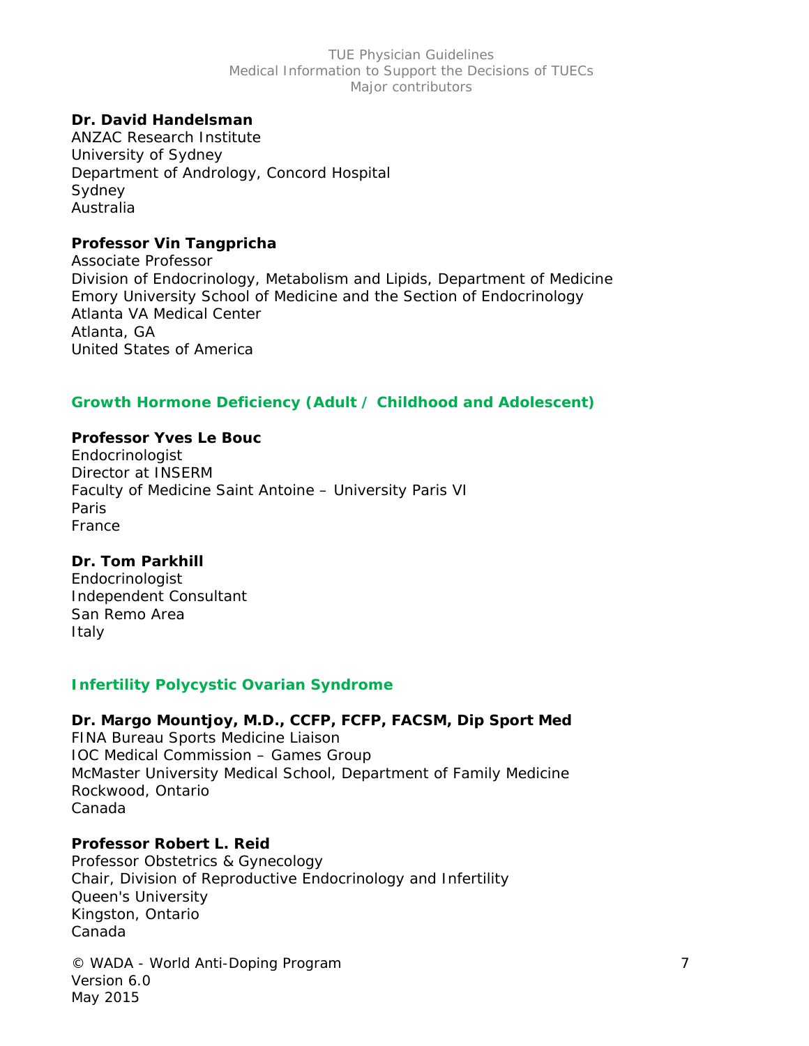**Dr. David Handelsman**
ANZAC Research Institute
University of Sydney
Department of Andrology, Concord Hospital
Sydney
Australia

**Professor Vin Tangpricha**
Associate Professor
Division of Endocrinology, Metabolism and Lipids, Department of Medicine
Emory University School of Medicine and the Section of Endocrinology
Atlanta VA Medical Center
Atlanta, GA
United States of America

## Growth Hormone Deficiency (Adult / Childhood and Adolescent)

**Professor Yves Le Bouc**
Endocrinologist
Director at INSERM
Faculty of Medicine Saint Antoine – University Paris VI
Paris
France

**Dr. Tom Parkhill**
Endocrinologist
Independent Consultant
San Remo Area
Italy

## Infertility Polycystic Ovarian Syndrome

**Dr. Margo Mountjoy, M.D., CCFP, FCFP, FACSM, Dip Sport Med**
FINA Bureau Sports Medicine Liaison
IOC Medical Commission – Games Group
McMaster University Medical School, Department of Family Medicine
Rockwood, Ontario
Canada

**Professor Robert L. Reid**
Professor Obstetrics & Gynecology
Chair, Division of Reproductive Endocrinology and Infertility
Queen's University
Kingston, Ontario
Canada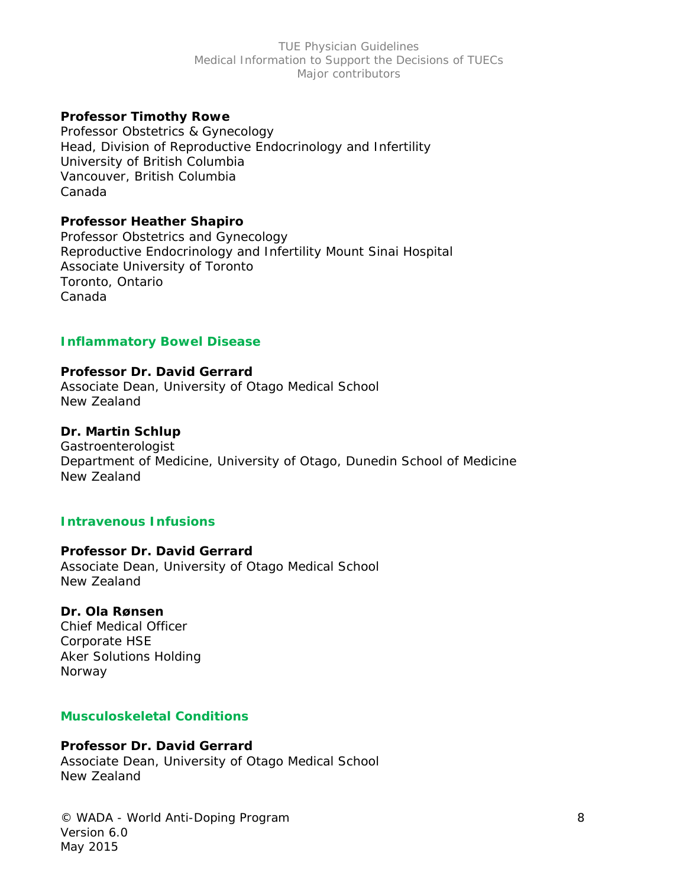**Professor Timothy Rowe**
Professor Obstetrics & Gynecology
Head, Division of Reproductive Endocrinology and Infertility
University of British Columbia
Vancouver, British Columbia
Canada

**Professor Heather Shapiro**
Professor Obstetrics and Gynecology
Reproductive Endocrinology and Infertility Mount Sinai Hospital
Associate University of Toronto
Toronto, Ontario
Canada

## Inflammatory Bowel Disease

**Professor Dr. David Gerrard**
Associate Dean, University of Otago Medical School
New Zealand

**Dr. Martin Schlup**
Gastroenterologist
Department of Medicine, University of Otago, Dunedin School of Medicine
New Zealand

## Intravenous Infusions

**Professor Dr. David Gerrard**
Associate Dean, University of Otago Medical School
New Zealand

**Dr. Ola Rønsen**
Chief Medical Officer
Corporate HSE
Aker Solutions Holding
Norway

## Musculoskeletal Conditions

**Professor Dr. David Gerrard**
Associate Dean, University of Otago Medical School
New Zealand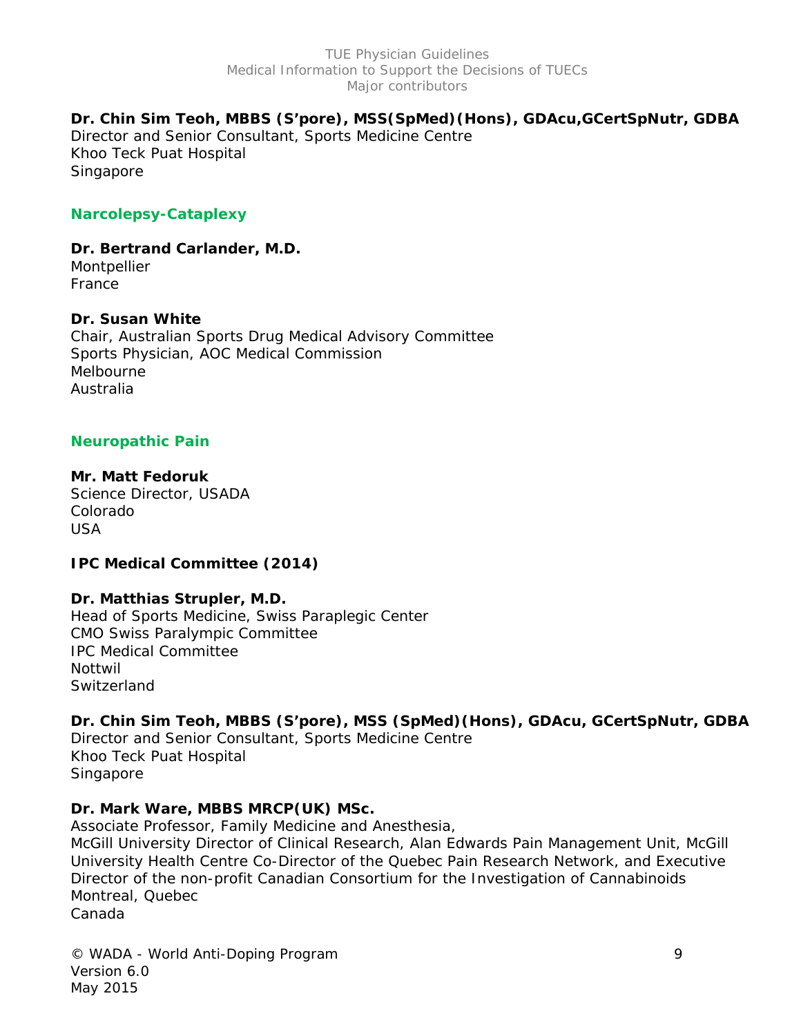**Dr. Chin Sim Teoh, MBBS (S'pore), MSS(SpMed)(Hons), GDAcu,GCertSpNutr, GDBA**
Director and Senior Consultant, Sports Medicine Centre
Khoo Teck Puat Hospital
Singapore

## Narcolepsy-Cataplexy

**Dr. Bertrand Carlander, M.D.**
Montpellier
France

**Dr. Susan White**
Chair, Australian Sports Drug Medical Advisory Committee
Sports Physician, AOC Medical Commission
Melbourne
Australia

## Neuropathic Pain

**Mr. Matt Fedoruk**
Science Director, USADA
Colorado
USA

**IPC Medical Committee (2014)**

**Dr. Matthias Strupler, M.D.**
Head of Sports Medicine, Swiss Paraplegic Center
CMO Swiss Paralympic Committee
IPC Medical Committee
Nottwil
Switzerland

**Dr. Chin Sim Teoh, MBBS (S'pore), MSS (SpMed)(Hons), GDAcu, GCertSpNutr, GDBA**
Director and Senior Consultant, Sports Medicine Centre
Khoo Teck Puat Hospital
Singapore

**Dr. Mark Ware, MBBS MRCP(UK) MSc.**
Associate Professor, Family Medicine and Anesthesia,
McGill University Director of Clinical Research, Alan Edwards Pain Management Unit, McGill University Health Centre Co-Director of the Quebec Pain Research Network, and Executive Director of the non-profit Canadian Consortium for the Investigation of Cannabinoids
Montreal, Quebec
Canada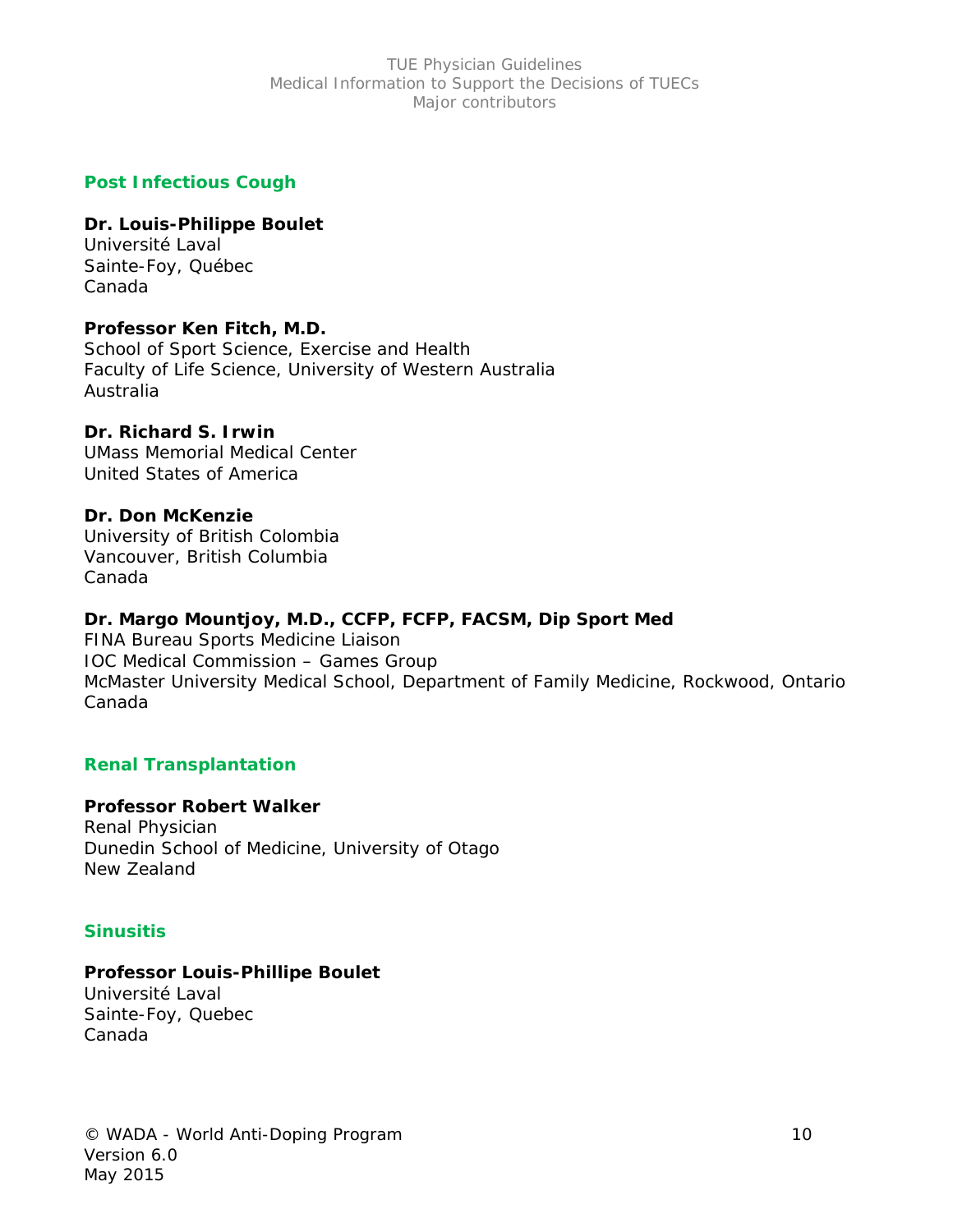## Post Infectious Cough

**Dr. Louis-Philippe Boulet**
Université Laval
Sainte-Foy, Québec
Canada

**Professor Ken Fitch, M.D.**
School of Sport Science, Exercise and Health
Faculty of Life Science, University of Western Australia
Australia

**Dr. Richard S. Irwin**
UMass Memorial Medical Center
United States of America

**Dr. Don McKenzie**
University of British Colombia
Vancouver, British Columbia
Canada

**Dr. Margo Mountjoy, M.D., CCFP, FCFP, FACSM, Dip Sport Med**
FINA Bureau Sports Medicine Liaison
IOC Medical Commission – Games Group
McMaster University Medical School, Department of Family Medicine, Rockwood, Ontario
Canada

## Renal Transplantation

**Professor Robert Walker**
Renal Physician
Dunedin School of Medicine, University of Otago
New Zealand

## Sinusitis

**Professor Louis-Phillipe Boulet**
Université Laval
Sainte-Foy, Quebec
Canada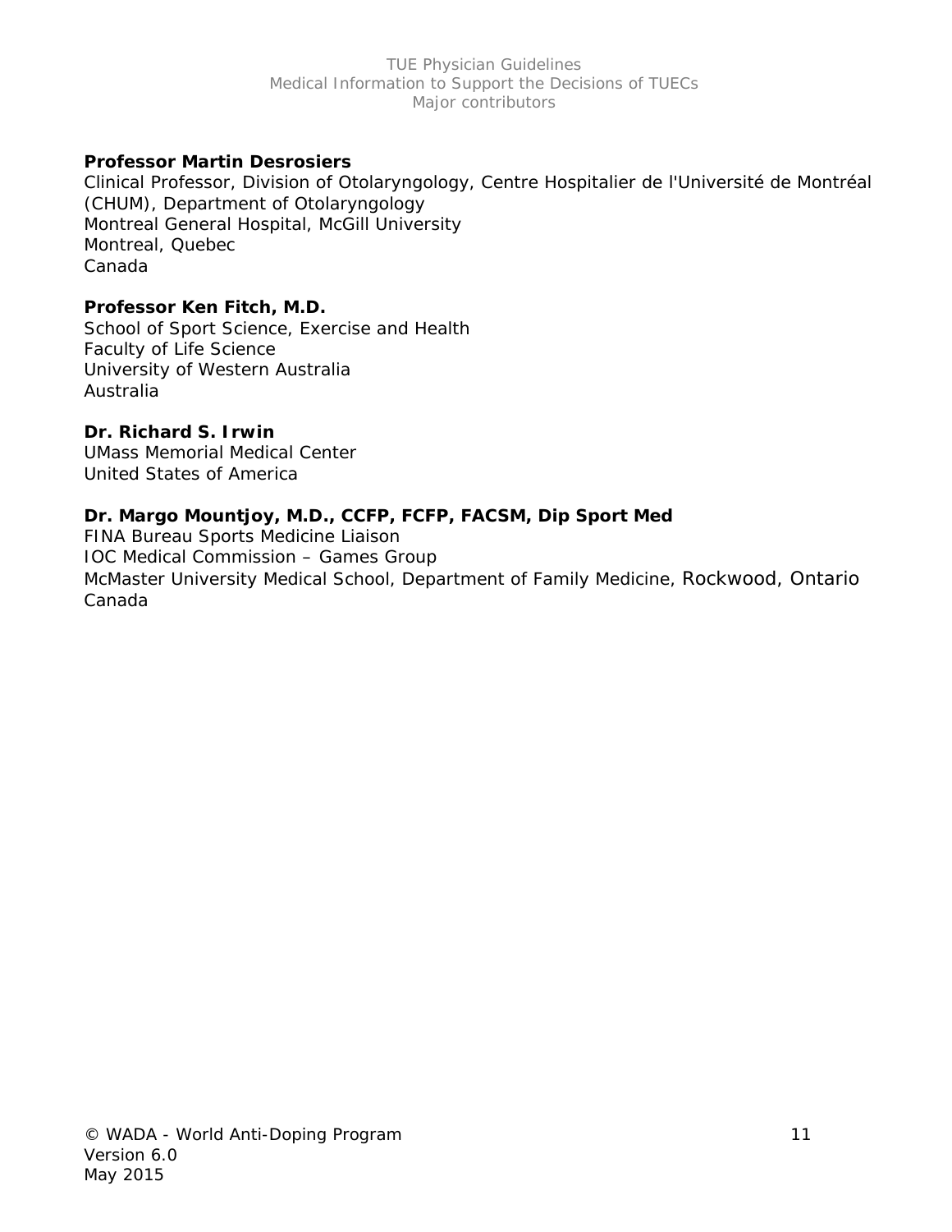**Professor Martin Desrosiers**
Clinical Professor, Division of Otolaryngology, Centre Hospitalier de l'Université de Montréal (CHUM), Department of Otolaryngology
Montreal General Hospital, McGill University
Montreal, Quebec
Canada

**Professor Ken Fitch, M.D.**
School of Sport Science, Exercise and Health
Faculty of Life Science
University of Western Australia
Australia

**Dr. Richard S. Irwin**
UMass Memorial Medical Center
United States of America

**Dr. Margo Mountjoy, M.D., CCFP, FCFP, FACSM, Dip Sport Med**
FINA Bureau Sports Medicine Liaison
IOC Medical Commission – Games Group
McMaster University Medical School, Department of Family Medicine, Rockwood, Ontario
Canada